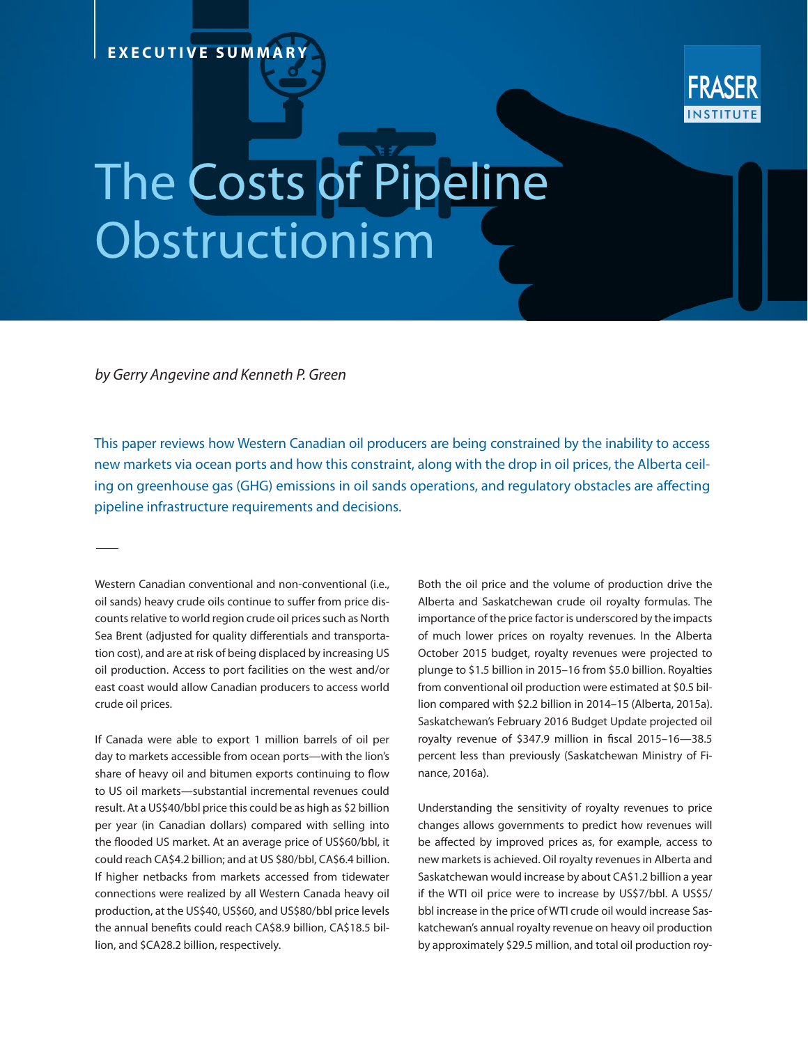EXECUTIVE SUMMARY

FRASER INSTITUTE

# The Costs of Pipeline Obstructionism

*by Gerry Angevine and Kenneth P. Green*

This paper reviews how Western Canadian oil producers are being constrained by the inability to access new markets via ocean ports and how this constraint, along with the drop in oil prices, the Alberta ceiling on greenhouse gas (GHG) emissions in oil sands operations, and regulatory obstacles are affecting pipeline infrastructure requirements and decisions.

Western Canadian conventional and non-conventional (i.e., oil sands) heavy crude oils continue to suffer from price discounts relative to world region crude oil prices such as North Sea Brent (adjusted for quality differentials and transportation cost), and are at risk of being displaced by increasing US oil production. Access to port facilities on the west and/or east coast would allow Canadian producers to access world crude oil prices.

If Canada were able to export 1 million barrels of oil per day to markets accessible from ocean ports—with the lion's share of heavy oil and bitumen exports continuing to flow to US oil markets—substantial incremental revenues could result. At a US$40/bbl price this could be as high as $2 billion per year (in Canadian dollars) compared with selling into the flooded US market. At an average price of US$60/bbl, it could reach CA$4.2 billion; and at US $80/bbl, CA$6.4 billion. If higher netbacks from markets accessed from tidewater connections were realized by all Western Canada heavy oil production, at the US$40, US$60, and US$80/bbl price levels the annual benefits could reach CA$8.9 billion, CA$18.5 billion, and $CA28.2 billion, respectively.

Both the oil price and the volume of production drive the Alberta and Saskatchewan crude oil royalty formulas. The importance of the price factor is underscored by the impacts of much lower prices on royalty revenues. In the Alberta October 2015 budget, royalty revenues were projected to plunge to $1.5 billion in 2015–16 from $5.0 billion. Royalties from conventional oil production were estimated at $0.5 billion compared with $2.2 billion in 2014–15 (Alberta, 2015a). Saskatchewan's February 2016 Budget Update projected oil royalty revenue of $347.9 million in fiscal 2015–16—38.5 percent less than previously (Saskatchewan Ministry of Finance, 2016a).

Understanding the sensitivity of royalty revenues to price changes allows governments to predict how revenues will be affected by improved prices as, for example, access to new markets is achieved. Oil royalty revenues in Alberta and Saskatchewan would increase by about CA$1.2 billion a year if the WTI oil price were to increase by US$7/bbl. A US$5/bbl increase in the price of WTI crude oil would increase Saskatchewan's annual royalty revenue on heavy oil production by approximately $29.5 million, and total oil production roy-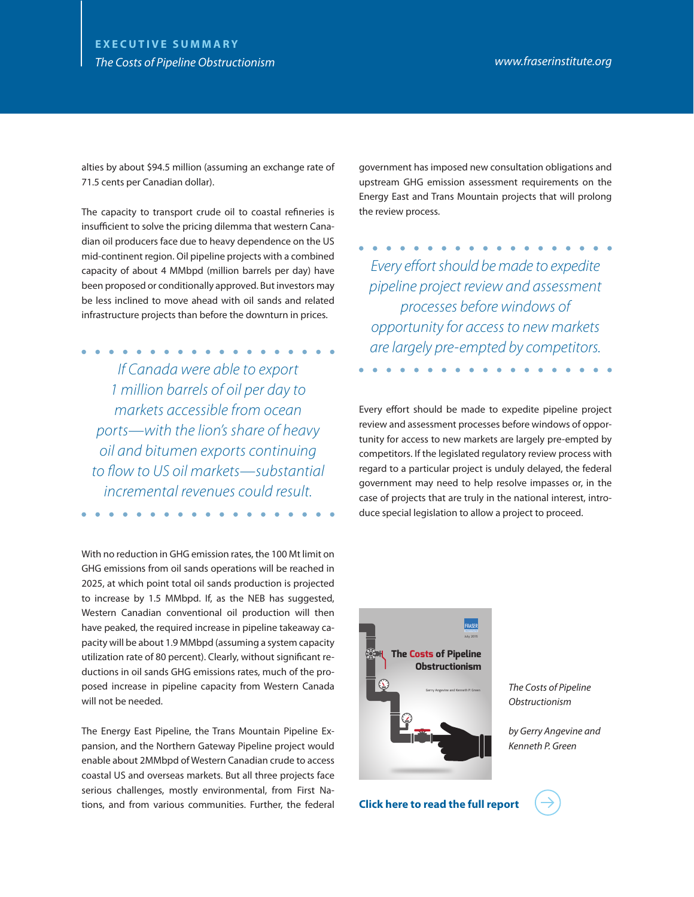alties by about $94.5 million (assuming an exchange rate of 71.5 cents per Canadian dollar).

The capacity to transport crude oil to coastal refineries is insufficient to solve the pricing dilemma that western Canadian oil producers face due to heavy dependence on the US mid-continent region. Oil pipeline projects with a combined capacity of about 4 MMbpd (million barrels per day) have been proposed or conditionally approved. But investors may be less inclined to move ahead with oil sands and related infrastructure projects than before the downturn in prices.

*If Canada were able to export 1 million barrels of oil per day to markets accessible from ocean ports—with the lion's share of heavy oil and bitumen exports continuing to flow to US oil markets—substantial incremental revenues could result.*

With no reduction in GHG emission rates, the 100 Mt limit on GHG emissions from oil sands operations will be reached in 2025, at which point total oil sands production is projected to increase by 1.5 MMbpd. If, as the NEB has suggested, Western Canadian conventional oil production will then have peaked, the required increase in pipeline takeaway capacity will be about 1.9 MMbpd (assuming a system capacity utilization rate of 80 percent). Clearly, without significant reductions in oil sands GHG emissions rates, much of the proposed increase in pipeline capacity from Western Canada will not be needed.

The Energy East Pipeline, the Trans Mountain Pipeline Expansion, and the Northern Gateway Pipeline project would enable about 2MMbpd of Western Canadian crude to access coastal US and overseas markets. But all three projects face serious challenges, mostly environmental, from First Nations, and from various communities. Further, the federal government has imposed new consultation obligations and upstream GHG emission assessment requirements on the Energy East and Trans Mountain projects that will prolong the review process.

*Every effort should be made to expedite pipeline project review and assessment processes before windows of opportunity for access to new markets are largely pre-empted by competitors.*

Every effort should be made to expedite pipeline project review and assessment processes before windows of opportunity for access to new markets are largely pre-empted by competitors. If the legislated regulatory review process with regard to a particular project is unduly delayed, the federal government may need to help resolve impasses or, in the case of projects that are truly in the national interest, introduce special legislation to allow a project to proceed.

*The Costs of Pipeline Obstructionism*

*by Gerry Angevine and Kenneth P. Green*

**Click here to read the full report**